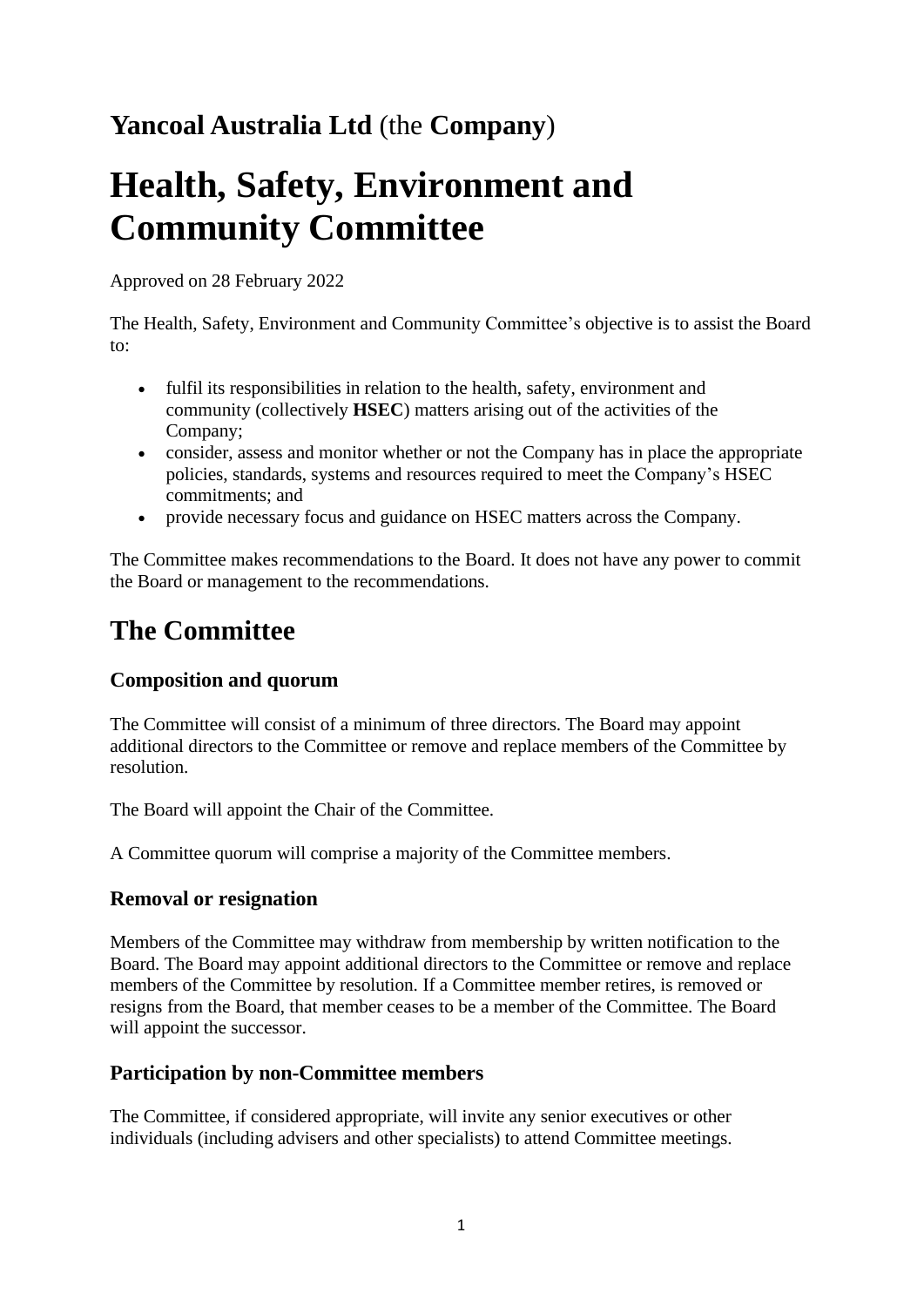## **Yancoal Australia Ltd** (the **Company**)

# Health, Safety, Environment and Community Committee

Approved on 28 February 2022

The Health, Safety, Environment and Community Committee's objective is to assist the Board to:

- fulfil its responsibilities in relation to the health, safety, environment and community (collectively **HSEC**) matters arising out of the activities of the Company;
- consider, assess and monitor whether or not the Company has in place the appropriate policies, standards, systems and resources required to meet the Company's HSEC commitments; and
- provide necessary focus and guidance on HSEC matters across the Company.

The Committee makes recommendations to the Board. It does not have any power to commit the Board or management to the recommendations.

# The Committee

### Composition and quorum

The Committee will consist of a minimum of three directors. The Board may appoint additional directors to the Committee or remove and replace members of the Committee by resolution.

The Board will appoint the Chair of the Committee.

A Committee quorum will comprise a majority of the Committee members.

### Removal or resignation

Members of the Committee may withdraw from membership by written notification to the Board. The Board may appoint additional directors to the Committee or remove and replace members of the Committee by resolution. If a Committee member retires, is removed or resigns from the Board, that member ceases to be a member of the Committee. The Board will appoint the successor.

### Participation by non-Committee members

The Committee, if considered appropriate, will invite any senior executives or other individuals (including advisers and other specialists) to attend Committee meetings.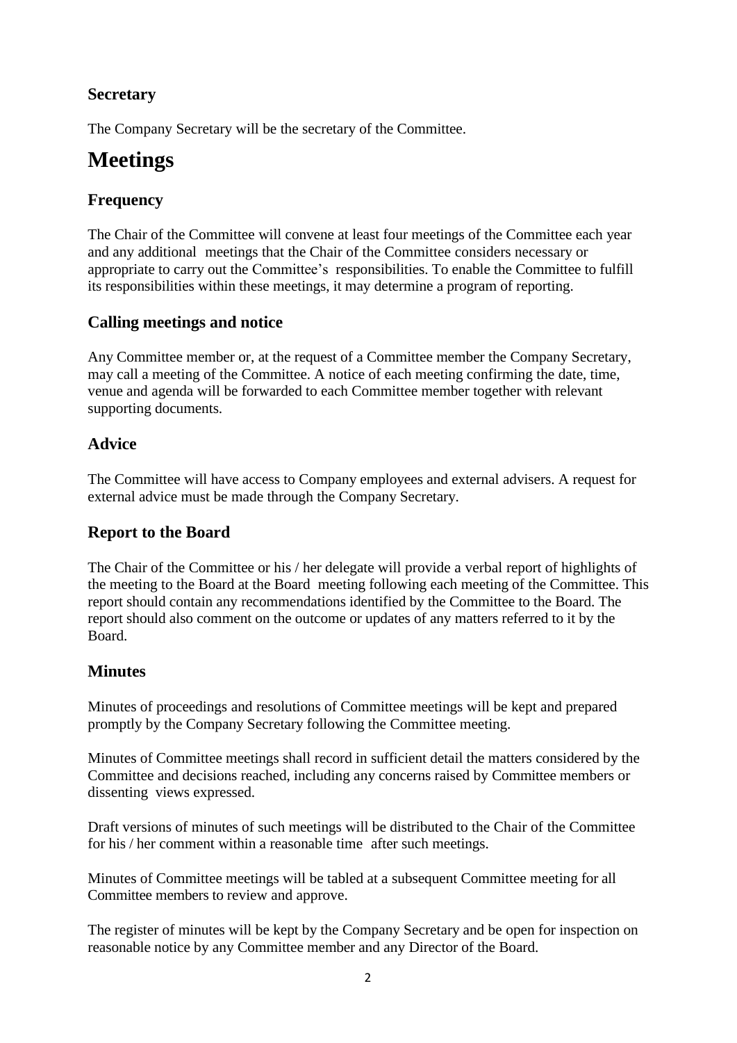### Secretary

The Company Secretary will be the secretary of the Committee.

## Meetings

### Frequency

The Chair of the Committee will convene at least four meetings of the Committee each year and any additional meetings that the Chair of the Committee considers necessary or appropriate to carry out the Committee's responsibilities. To enable the Committee to fulfill its responsibilities within these meetings, it may determine a program of reporting.

### Calling meetings and notice

Any Committee member or, at the request of a Committee member the Company Secretary, may call a meeting of the Committee. A notice of each meeting confirming the date, time, venue and agenda will be forwarded to each Committee member together with relevant supporting documents.

### Advice

The Committee will have access to Company employees and external advisers. A request for external advice must be made through the Company Secretary.

### Report to the Board

The Chair of the Committee or his / her delegate will provide a verbal report of highlights of the meeting to the Board at the Board meeting following each meeting of the Committee. This report should contain any recommendations identified by the Committee to the Board. The report should also comment on the outcome or updates of any matters referred to it by the Board.

### Minutes

Minutes of proceedings and resolutions of Committee meetings will be kept and prepared promptly by the Company Secretary following the Committee meeting.

Minutes of Committee meetings shall record in sufficient detail the matters considered by the Committee and decisions reached, including any concerns raised by Committee members or dissenting views expressed.

Draft versions of minutes of such meetings will be distributed to the Chair of the Committee for his / her comment within a reasonable time after such meetings.

Minutes of Committee meetings will be tabled at a subsequent Committee meeting for all Committee members to review and approve.

The register of minutes will be kept by the Company Secretary and be open for inspection on reasonable notice by any Committee member and any Director of the Board.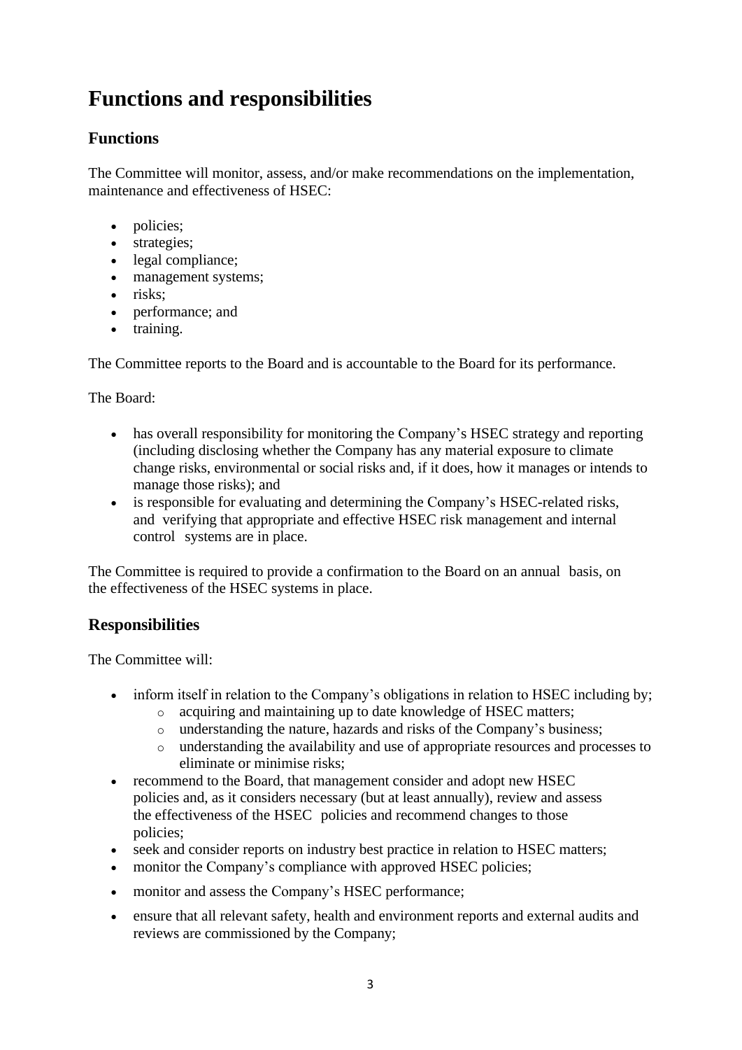# Functions and responsibilities

## Functions

The Committee will monitor, assess, and/or make recommendations on the implementation, maintenance and effectiveness of HSEC:

- policies;
- strategies;
- legal compliance;
- management systems;
- risks;
- performance; and
- training.

The Committee reports to the Board and is accountable to the Board for its performance.

The Board:

- has overall responsibility for monitoring the Company's HSEC strategy and reporting (including disclosing whether the Company has any material exposure to climate change risks, environmental or social risks and, if it does, how it manages or intends to manage those risks); and
- is responsible for evaluating and determining the Company's HSEC-related risks, and verifying that appropriate and effective HSEC risk management and internal control systems are in place.

The Committee is required to provide a confirmation to the Board on an annual basis, on the effectiveness of the HSEC systems in place.

## Responsibilities

The Committee will:

- inform itself in relation to the Company's obligations in relation to HSEC including by;
  - acquiring and maintaining up to date knowledge of HSEC matters;
  - understanding the nature, hazards and risks of the Company's business;
  - understanding the availability and use of appropriate resources and processes to eliminate or minimise risks;
- recommend to the Board, that management consider and adopt new HSEC policies and, as it considers necessary (but at least annually), review and assess the effectiveness of the HSEC policies and recommend changes to those policies;
- seek and consider reports on industry best practice in relation to HSEC matters;
- monitor the Company's compliance with approved HSEC policies;
- monitor and assess the Company's HSEC performance;
- ensure that all relevant safety, health and environment reports and external audits and reviews are commissioned by the Company;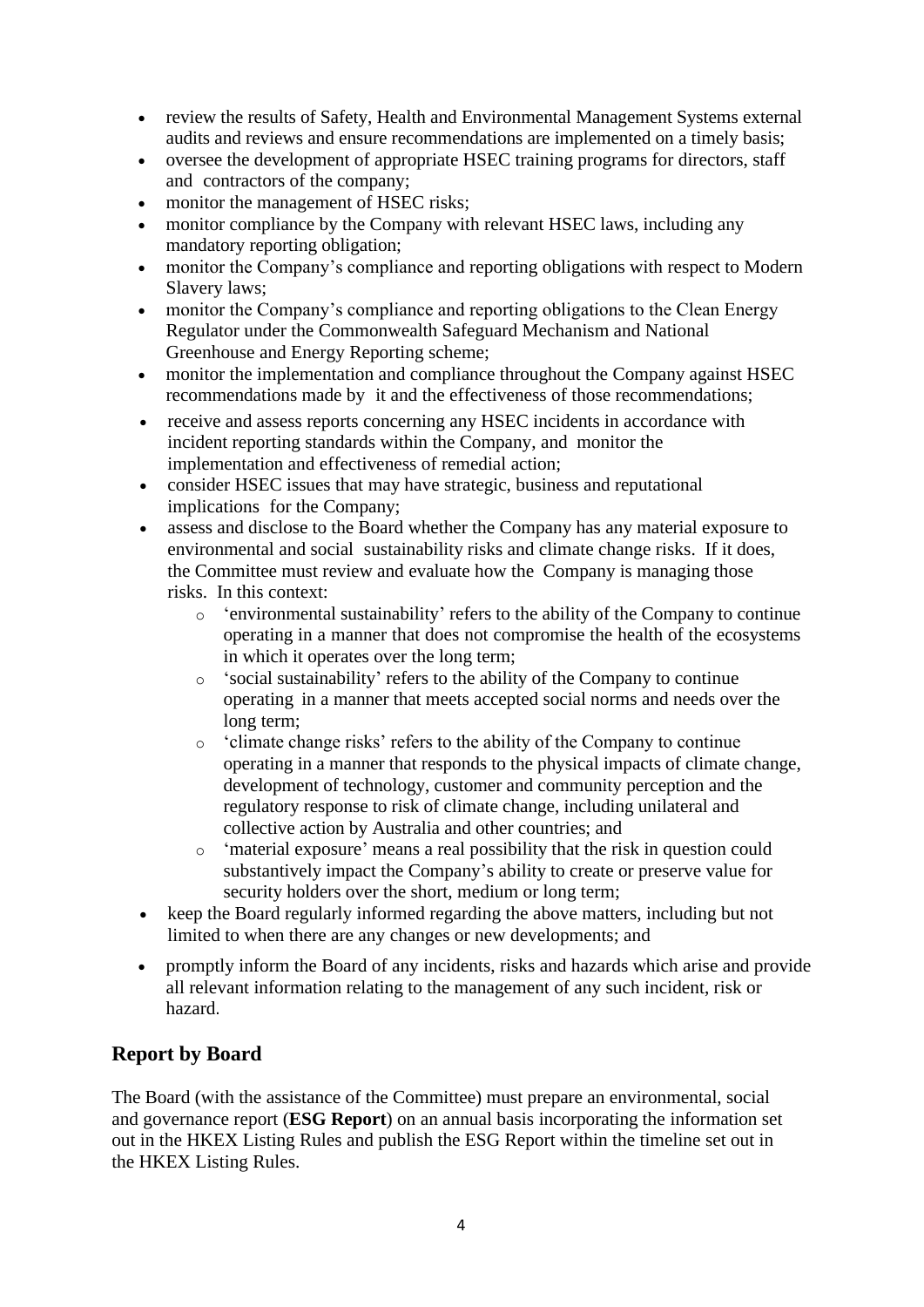- review the results of Safety, Health and Environmental Management Systems external audits and reviews and ensure recommendations are implemented on a timely basis;
- oversee the development of appropriate HSEC training programs for directors, staff and contractors of the company;
- monitor the management of HSEC risks;
- monitor compliance by the Company with relevant HSEC laws, including any mandatory reporting obligation;
- monitor the Company's compliance and reporting obligations with respect to Modern Slavery laws;
- monitor the Company's compliance and reporting obligations to the Clean Energy Regulator under the Commonwealth Safeguard Mechanism and National Greenhouse and Energy Reporting scheme;
- monitor the implementation and compliance throughout the Company against HSEC recommendations made by it and the effectiveness of those recommendations;
- receive and assess reports concerning any HSEC incidents in accordance with incident reporting standards within the Company, and monitor the implementation and effectiveness of remedial action;
- consider HSEC issues that may have strategic, business and reputational implications for the Company;
- assess and disclose to the Board whether the Company has any material exposure to environmental and social sustainability risks and climate change risks. If it does, the Committee must review and evaluate how the Company is managing those risks. In this context:
  - 'environmental sustainability' refers to the ability of the Company to continue operating in a manner that does not compromise the health of the ecosystems in which it operates over the long term;
  - 'social sustainability' refers to the ability of the Company to continue operating in a manner that meets accepted social norms and needs over the long term;
  - 'climate change risks' refers to the ability of the Company to continue operating in a manner that responds to the physical impacts of climate change, development of technology, customer and community perception and the regulatory response to risk of climate change, including unilateral and collective action by Australia and other countries; and
  - 'material exposure' means a real possibility that the risk in question could substantively impact the Company's ability to create or preserve value for security holders over the short, medium or long term;
- keep the Board regularly informed regarding the above matters, including but not limited to when there are any changes or new developments; and
- promptly inform the Board of any incidents, risks and hazards which arise and provide all relevant information relating to the management of any such incident, risk or hazard.

## Report by Board

The Board (with the assistance of the Committee) must prepare an environmental, social and governance report (**ESG Report**) on an annual basis incorporating the information set out in the HKEX Listing Rules and publish the ESG Report within the timeline set out in the HKEX Listing Rules.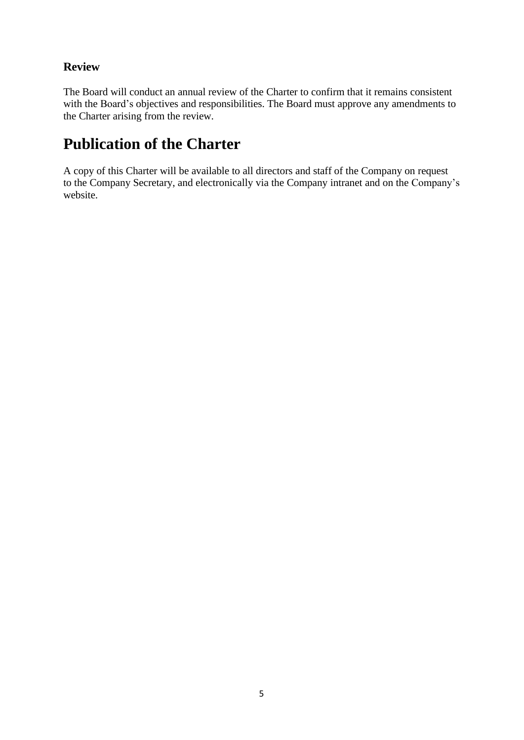### Review

The Board will conduct an annual review of the Charter to confirm that it remains consistent with the Board's objectives and responsibilities. The Board must approve any amendments to the Charter arising from the review.

## Publication of the Charter

A copy of this Charter will be available to all directors and staff of the Company on request to the Company Secretary, and electronically via the Company intranet and on the Company's website.